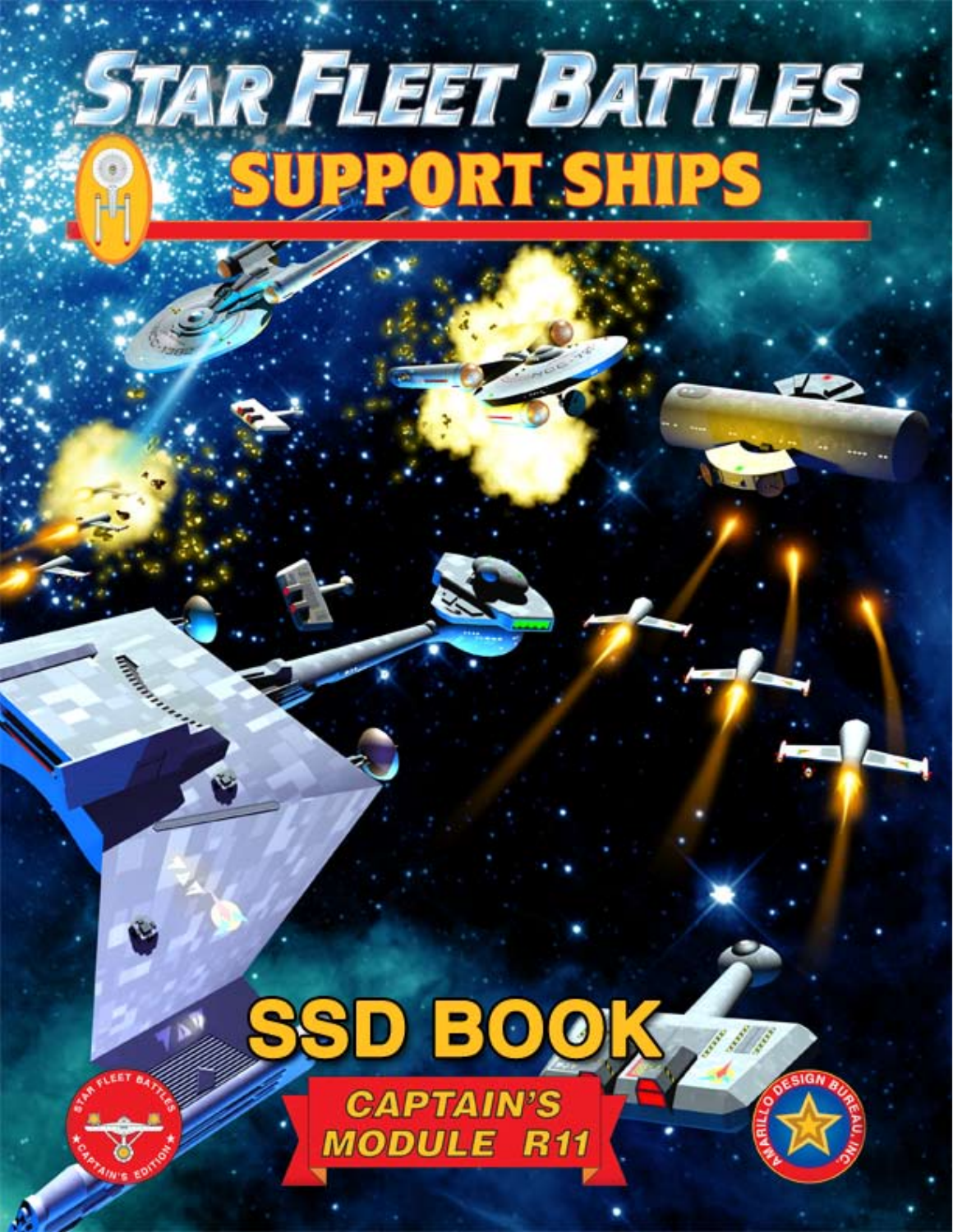# STAR FLEET BATTLES

## SUPPORT SHIPS

# SSD BOOK

**CAPTAIN'S MODULE R11**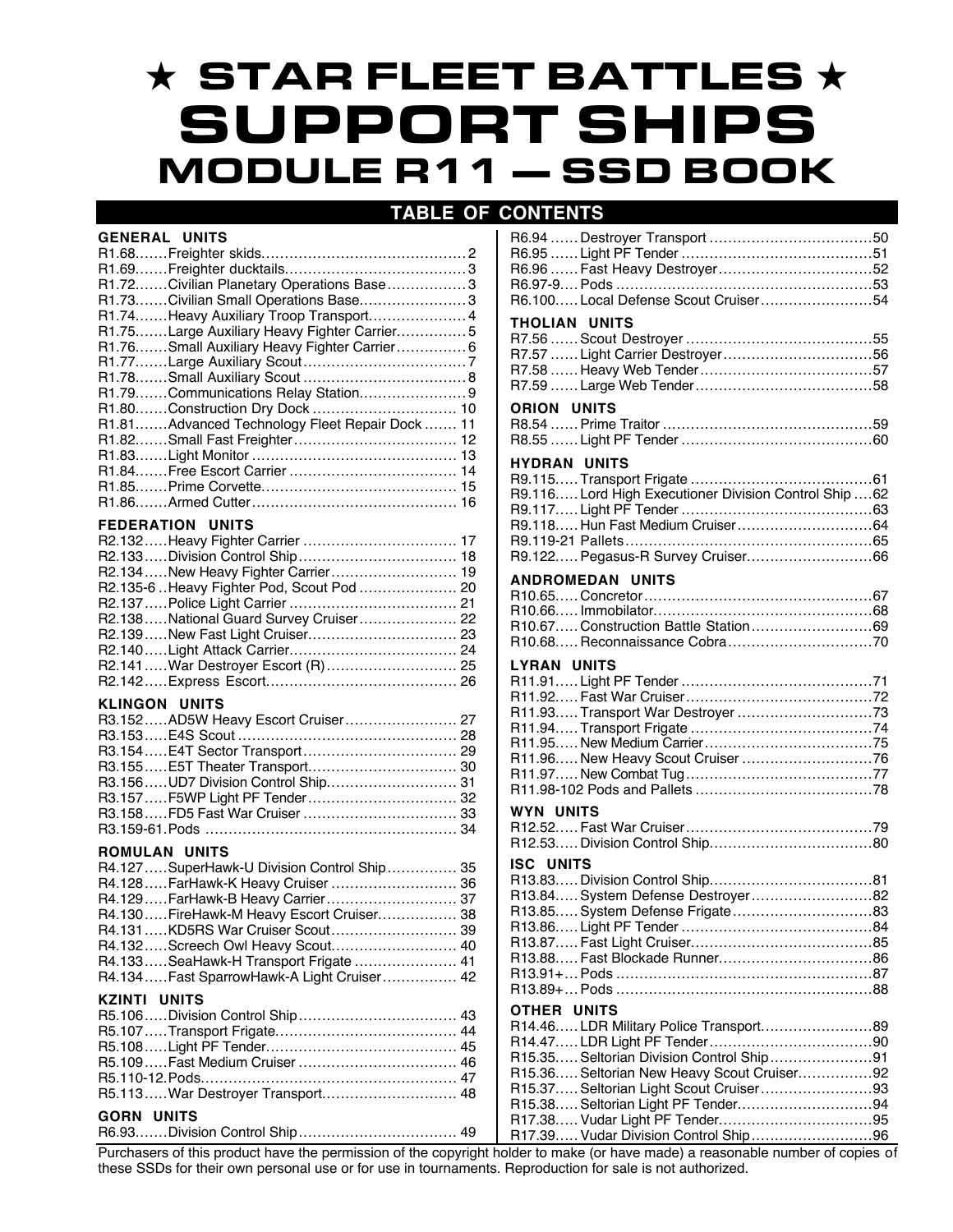# ★ STAR FLEET BATTLES ★

# SUPPORT SHIPS

## MODULE R11 — SSD BOOK

## TABLE OF CONTENTS

### GENERAL UNITS

R1.68....... Freighter skids........................................... 2
R1.69....... Freighter ducktails....................................... 3
R1.72....... Civilian Planetary Operations Base................. 3
R1.73....... Civilian Small Operations Base....................... 3
R1.74....... Heavy Auxiliary Troop Transport..................... 4
R1.75....... Large Auxiliary Heavy Fighter Carrier.............. 5
R1.76....... Small Auxiliary Heavy Fighter Carrier.............. 6
R1.77....... Large Auxiliary Scout.................................... 7
R1.78....... Small Auxiliary Scout .................................... 8
R1.79....... Communications Relay Station....................... 9
R1.80....... Construction Dry Dock ................................ 10
R1.81....... Advanced Technology Fleet Repair Dock ....... 11
R1.82....... Small Fast Freighter.................................... 12
R1.83....... Light Monitor ............................................. 13
R1.84....... Free Escort Carrier ..................................... 14
R1.85....... Prime Corvette............................................ 15
R1.86....... Armed Cutter.............................................. 16

### FEDERATION UNITS

R2.132..... Heavy Fighter Carrier ................................. 17
R2.133..... Division Control Ship................................... 18
R2.134..... New Heavy Fighter Carrier........................... 19
R2.135-6 .. Heavy Fighter Pod, Scout Pod ..................... 20
R2.137..... Police Light Carrier ..................................... 21
R2.138..... National Guard Survey Cruiser..................... 22
R2.139..... New Fast Light Cruiser................................ 23
R2.140..... Light Attack Carrier..................................... 24
R2.141..... War Destroyer Escort (R)............................ 25
R2.142..... Express Escort........................................... 26

### KLINGON UNITS

R3.152..... AD5W Heavy Escort Cruiser........................ 27
R3.153..... E4S Scout ................................................ 28
R3.154..... E4T Sector Transport.................................. 29
R3.155..... E5T Theater Transport................................. 30
R3.156..... UD7 Division Control Ship............................ 31
R3.157..... F5WP Light PF Tender................................. 32
R3.158..... FD5 Fast War Cruiser ................................. 33
R3.159-61. Pods ...................................................... 34

### ROMULAN UNITS

R4.127..... SuperHawk-U Division Control Ship............... 35
R4.128..... FarHawk-K Heavy Cruiser ........................... 36
R4.129..... FarHawk-B Heavy Carrier............................ 37
R4.130..... FireHawk-M Heavy Escort Cruiser................. 38
R4.131..... KD5RS War Cruiser Scout........................... 39
R4.132..... Screech Owl Heavy Scout............................ 40
R4.133..... SeaHawk-H Transport Frigate ...................... 41
R4.134..... Fast SparrowHawk-A Light Cruiser................ 42

### KZINTI UNITS

R5.106..... Division Control Ship................................... 43
R5.107..... Transport Frigate........................................ 44
R5.108..... Light PF Tender.......................................... 45
R5.109..... Fast Medium Cruiser .................................. 46
R5.110-12. Pods....................................................... 47
R5.113..... War Destroyer Transport............................. 48

### GORN UNITS

R6.93....... Division Control Ship................................... 49
R6.94 ...... Destroyer Transport ................................... 50
R6.95 ...... Light PF Tender ......................................... 51
R6.96 ...... Fast Heavy Destroyer.................................. 52
R6.97-9.... Pods ....................................................... 53
R6.100..... Local Defense Scout Cruiser......................... 54

### THOLIAN UNITS

R7.56 ...... Scout Destroyer ........................................ 55
R7.57 ...... Light Carrier Destroyer................................ 56
R7.58 ...... Heavy Web Tender..................................... 57
R7.59 ...... Large Web Tender...................................... 58

### ORION UNITS

R8.54 ...... Prime Traitor ............................................ 59
R8.55 ...... Light PF Tender ......................................... 60

### HYDRAN UNITS

R9.115..... Transport Frigate ....................................... 61
R9.116..... Lord High Executioner Division Control Ship .... 62
R9.117..... Light PF Tender ......................................... 63
R9.118..... Hun Fast Medium Cruiser............................. 64
R9.119-21 Pallets..................................................... 65
R9.122..... Pegasus-R Survey Cruiser........................... 66

### ANDROMEDAN UNITS

R10.65..... Concretor................................................. 67
R10.66..... Immobilator............................................... 68
R10.67..... Construction Battle Station.......................... 69
R10.68..... Reconnaissance Cobra............................... 70

### LYRAN UNITS

R11.91..... Light PF Tender ......................................... 71
R11.92..... Fast War Cruiser........................................ 72
R11.93..... Transport War Destroyer ............................. 73
R11.94..... Transport Frigate ....................................... 74
R11.95..... New Medium Carrier.................................... 75
R11.96..... New Heavy Scout Cruiser ............................ 76
R11.97..... New Combat Tug........................................ 77
R11.98-102 Pods and Pallets ...................................... 78

### WYN UNITS

R12.52..... Fast War Cruiser........................................ 79
R12.53..... Division Control Ship................................... 80

### ISC UNITS

R13.83..... Division Control Ship................................... 81
R13.84..... System Defense Destroyer.......................... 82
R13.85..... System Defense Frigate.............................. 83
R13.86..... Light PF Tender ......................................... 84
R13.87..... Fast Light Cruiser....................................... 85
R13.88..... Fast Blockade Runner................................. 86
R13.91+... Pods ....................................................... 87
R13.89+... Pods ....................................................... 88

### OTHER UNITS

R14.46..... LDR Military Police Transport........................ 89
R14.47..... LDR Light PF Tender................................... 90
R15.35..... Seltorian Division Control Ship...................... 91
R15.36..... Seltorian New Heavy Scout Cruiser................ 92
R15.37..... Seltorian Light Scout Cruiser........................ 93
R15.38..... Seltorian Light PF Tender............................. 94
R17.38..... Vudar Light PF Tender................................. 95
R17.39..... Vudar Division Control Ship.......................... 96

Purchasers of this product have the permission of the copyright holder to make (or have made) a reasonable number of copies of these SSDs for their own personal use or for use in tournaments. Reproduction for sale is not authorized.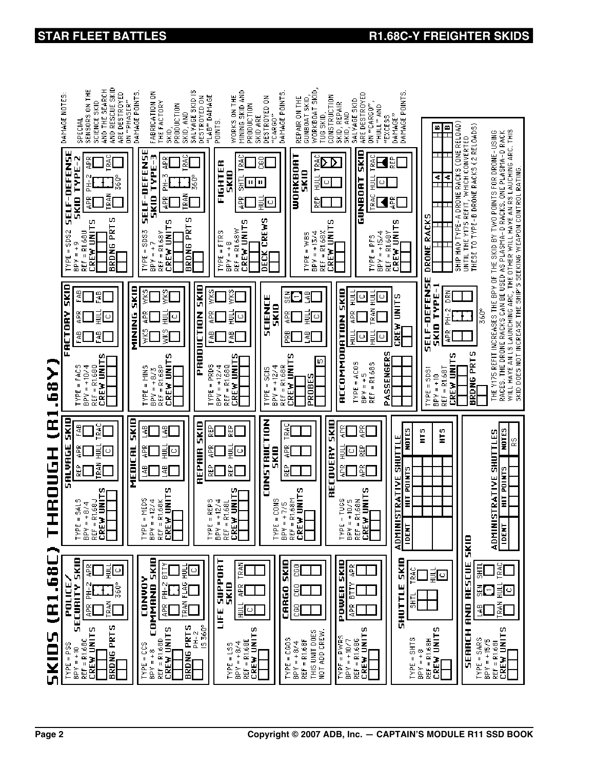# SKIDS (R1.68C) THROUGH (R1.68Y)

## POLICE/SECURITY SKID

TYPE = PSS
BPV = +10
REF = R1.68C
CREW UNITS
BRDNG PRTS

APR PH-2 APR
TRAN 360° HULL

## CONVOY COMMAND SKID

TYPE = CCS
BPV = +8
REF = R1.68D
CREW UNITS
BRDNG PRTS PH-2 IS 360°

APR PH-2 BTTY
TRAN FLAG HULL

## LIFE SUPPORT SKID

TYPE = LSS
BPV = +8/4
REF = R1.68E
CREW UNITS

HULL APR TRAN

## CARGO SKID

TYPE = CGOS
BPV = +8/4
REF = R1.68F
THIS UNIT DOES NOT ADD CREW.

CGO CGO CGO
CGO CGO CGO

## POWER SKID

TYPE = PWRS
BPV = +10/7
REF = R1.68G
CREW UNITS

APR BTTY APR

## SHUTTLE SKID

TYPE = SHTS
BPV = +8
REF = R1.68H
CREW UNITS

SHTL TRAC
HULL

## SEARCH AND RESCUE SKID

TYPE = SARS
BPV = +15/5
REF = R1.68I
CREW UNITS

LAB SEN SHTL
TRAN HULL TRAC

## SALVAGE SKID

TYPE = SALS
BPV = +8/4
REF = R1.68J
CREW UNITS

REP APR FAB
TRAN HULL TRAC

## MEDICAL SKID

TYPE = MEDS
BPV = +12/4
REF = R1.68K
CREW UNITS

LAB APR LAB
LAB HULL LAB

## REPAIR SKID

TYPE = REPS
BPV = +12/4
REF = R1.68L
CREW UNITS

REP APR REP
REP HULL REP

## CONSTRUCTION SKID

TYPE = CONS
BPV = +7/5
REF = R1.68M
CREW UNITS

REP APR TRAC

## RECOVERY SKID

TYPE = TUGS
BPV = +10/5
REF = R1.68N
CREW UNITS

APR HULL APR
APR REP APR

## ADMINISTRATIVE SHUTTLE

| IDENT | HIT POINTS | NOTES |
|---|---|---|
| | | HTS |
| | | HTS |

## ADMINISTRATIVE SHUTTLES

| IDENT | HIT POINTS | NOTES |
|---|---|---|
| | | RS |

## FACTORY SKID

TYPE = FACS
BPV = +10/4
REF = R1.68O
CREW UNITS

FAB APR FAB
FAB HULL FAB

## MINING SKID

TYPE = MINS
BPV = +8/3
REF = R1.68P
CREW UNITS

WKS APR WKS
WKS HULL WKS

## PRODUCTION SKID

TYPE = PRDS
BPV = +12/4
REF = R1.68Q
CREW UNITS

FAB APR WKS
FAB HULL WKS

## SCIENCE SKID

TYPE = SCIS
BPV = +12/4
REF = R1.68R
CREW UNITS
PROBES 5

PRB APR SEN
LAB HULL LAB

## ACCOMMODATION SKID

TYPE = ACOS
BPV = +5
REF = R1.68S
PASSENGERS

HULL APR HULL
HULL TRAN HULL

## SELF-DEFENSE SKID TYPE-1

TYPE = SDS1
BPV = +10
REF = R1.68T
CREW UNITS
BRDNG PRTS

APR PH-2 DRN
360°

## SELF-DEFENSE SKID TYPE-2

TYPE = SDS2
BPV = +9
REF = R1.68U
CREW UNITS
BRDNG PRTS

APR PH-2 APR
TRAN 360° TRAC

## SELF-DEFENSE SKID TYPE-3

TYPE = SDS3
BPV = +7
REF = R1.68V
CREW UNITS
BRDNG PRTS

APR PH-3 APR
TRAN 360° TRAC

## FIGHTER SKID

TYPE = FTRS
BPV = +8
REF = R1.68W
CREW UNITS
DECK CREWS

APR SHTL TRAC
HULL CGO

## WORKBOAT SKID

TYPE = WBS
BPV = +13/4
REF = R1.68X
CREW UNITS

REP HULL TRAC

## GUNBOAT SKID

TYPE = PFS
BPV = +15/4
REF = R1.68Y
CREW UNITS

TRAC HULL TRAC
APR REP

## DRONE RACKS

A A B B

SHIP HAD TYPE-A DRONE RACKS (ONE RELOAD) UNTIL THE Y175 REFIT, WHICH CONVERTED THESE TO TYPE-B DRONE RACKS (2 RELOADS).

THE Y175 REFIT INCREASES THE BPV OF THE SKID BY TWO POINTS FOR DRONE-USING RACES. THE DRONE RACKS CAN BE USED AS PLASMA-D RACKS. ONE PLASMA-D RACK WILL HAVE AN LS LAUNCHING ARC, THE OTHER WILL HAVE AN RS LAUNCHING ARC. THIS SKID DOES NOT INCREASE THE SHIP'S SEEKING WEAPON CONTROL RATING.

## DAMAGE NOTES:

SPECIAL SENSORS ON THE SCIENCE SKID AND THE SEARCH AND RESCUE SKID ARE DESTROYED ON "PHASER" DAMAGE POINTS.

FABRICATION ON THE FACTORY SKID, PRODUCTION SKID, AND SALVAGE SKID IS DESTROYED ON "LAB" DAMAGE POINTS.

WORKS ON THE MINING SKID AND PRODUCTION SKID ARE DESTROYED ON "CARGO" DAMAGE POINTS.

REPAIR ON THE GUNBOAT SKID, WORKBOAT SKID, TUG SKID, CONSTRUCTION SKID, REPAIR SKID, AND SALVAGE SKID ARE DESTROYED ON "CARGO", "HULL" AND "EXCESS DAMAGE" DAMAGE POINTS.